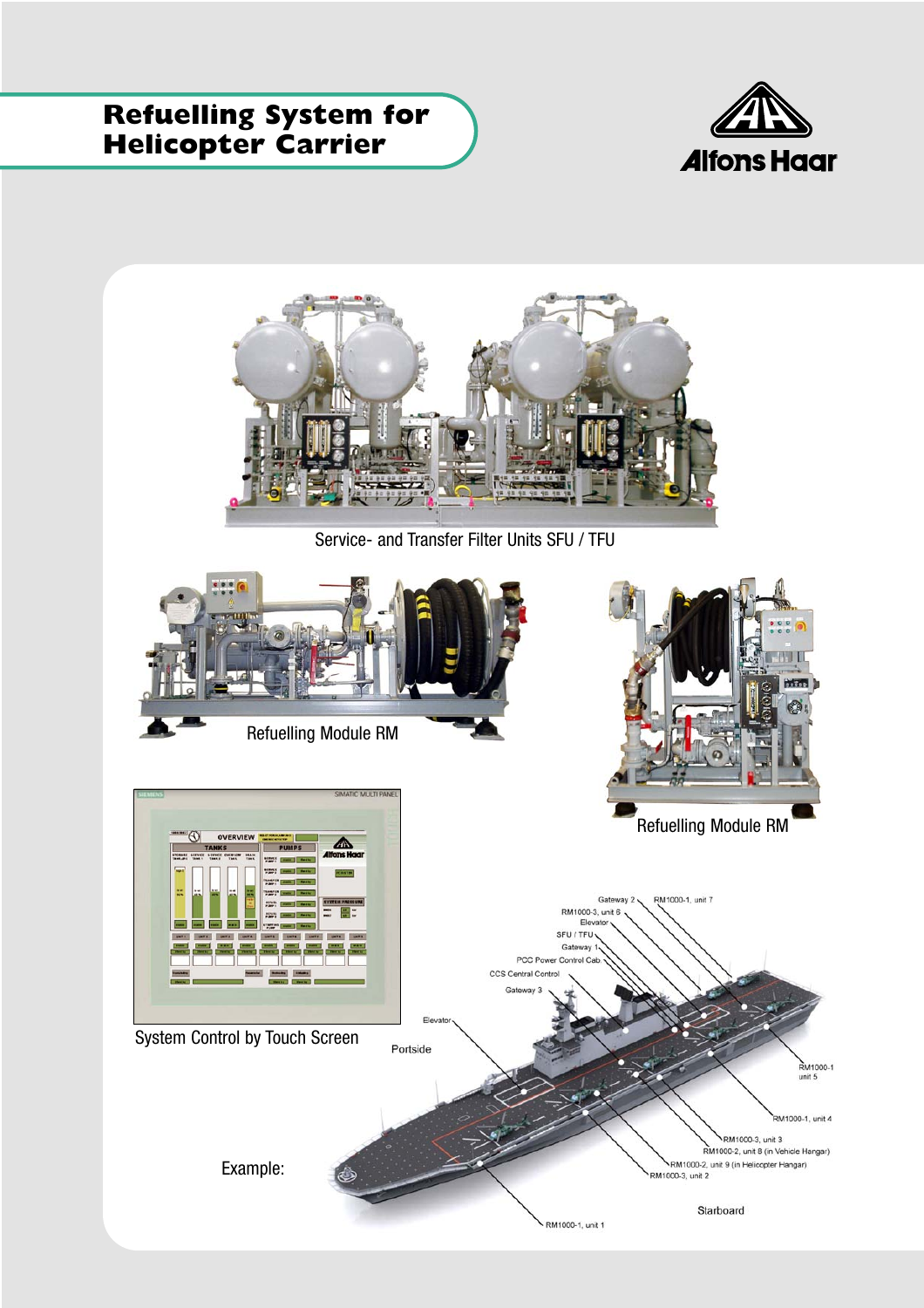# Refuelling System for Helicopter Carrier

Alfons Haar

Service- and Transfer Filter Units SFU / TFU

Refuelling Module RM

Refuelling Module RM

System Control by Touch Screen

Example:

Gateway 2
RM1000-1, unit 7
RM1000-3, unit 6
Elevator
SFU / TFU
Gateway 1
PCC Power Control Cab
CCS Central Control
Gateway 3
Elevator
Portside
RM1000-1 unit 5
RM1000-1, unit 4
RM1000-3, unit 3
RM1000-2, unit 8 (in Vehicle Hangar)
RM1000-2, unit 9 (in Helicopter Hangar)
RM1000-3, unit 2
Starboard
RM1000-1, unit 1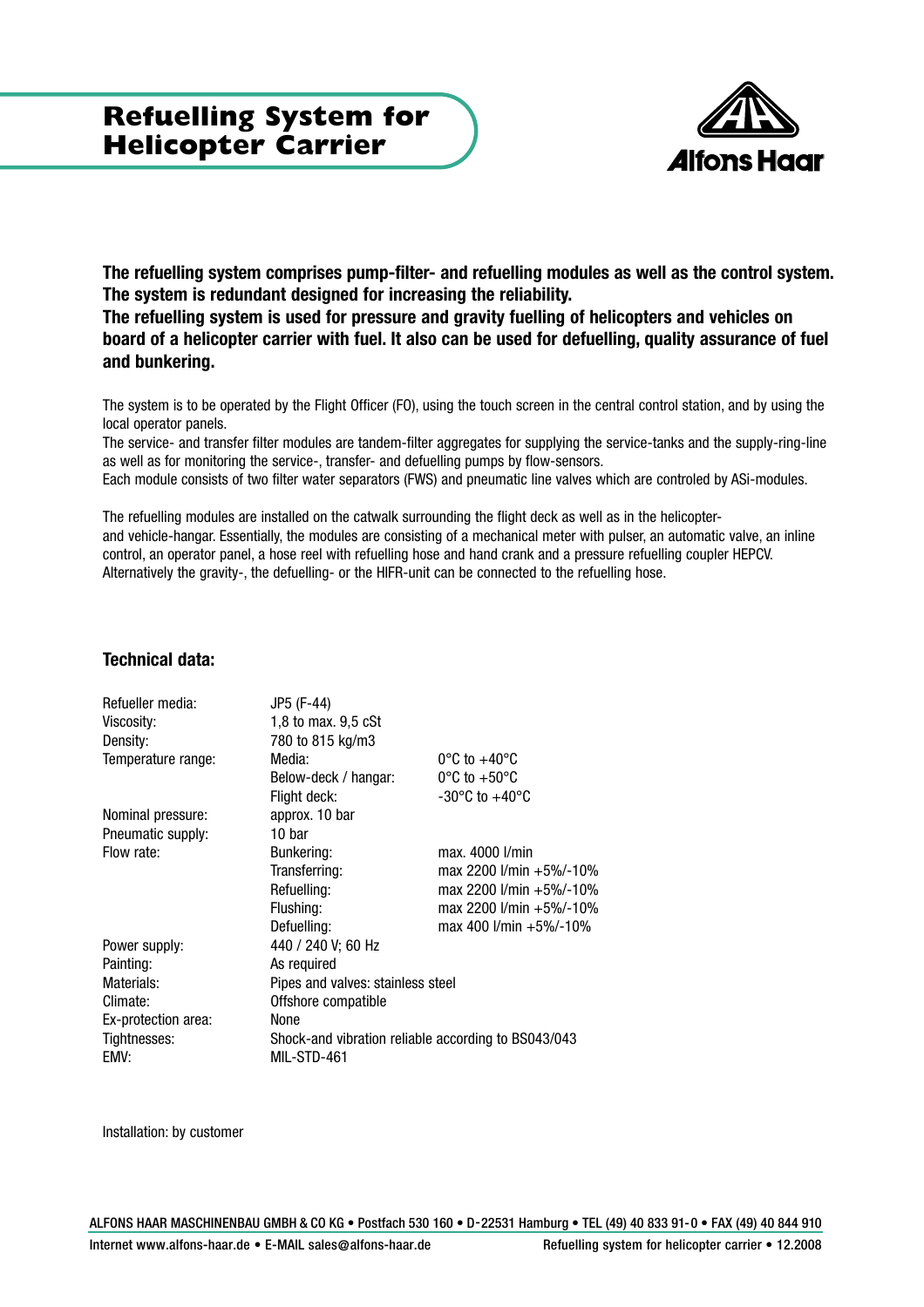# Refuelling System for Helicopter Carrier

Alfons Haar

**The refuelling system comprises pump-filter- and refuelling modules as well as the control system. The system is redundant designed for increasing the reliability.**
**The refuelling system is used for pressure and gravity fuelling of helicopters and vehicles on board of a helicopter carrier with fuel. It also can be used for defuelling, quality assurance of fuel and bunkering.**

The system is to be operated by the Flight Officer (FO), using the touch screen in the central control station, and by using the local operator panels.
The service- and transfer filter modules are tandem-filter aggregates for supplying the service-tanks and the supply-ring-line as well as for monitoring the service-, transfer- and defuelling pumps by flow-sensors.
Each module consists of two filter water separators (FWS) and pneumatic line valves which are controled by ASi-modules.

The refuelling modules are installed on the catwalk surrounding the flight deck as well as in the helicopter- and vehicle-hangar. Essentially, the modules are consisting of a mechanical meter with pulser, an automatic valve, an inline control, an operator panel, a hose reel with refuelling hose and hand crank and a pressure refuelling coupler HEPCV. Alternatively the gravity-, the defuelling- or the HIFR-unit can be connected to the refuelling hose.

## Technical data:

| | | |
|---|---|---|
| Refueller media: | JP5 (F-44) | |
| Viscosity: | 1,8 to max. 9,5 cSt | |
| Density: | 780 to 815 kg/m3 | |
| Temperature range: | Media: | 0°C to +40°C |
| | Below-deck / hangar: | 0°C to +50°C |
| | Flight deck: | -30°C to +40°C |
| Nominal pressure: | approx. 10 bar | |
| Pneumatic supply: | 10 bar | |
| Flow rate: | Bunkering: | max. 4000 l/min |
| | Transferring: | max 2200 l/min +5%/-10% |
| | Refuelling: | max 2200 l/min +5%/-10% |
| | Flushing: | max 2200 l/min +5%/-10% |
| | Defuelling: | max 400 l/min +5%/-10% |
| Power supply: | 440 / 240 V; 60 Hz | |
| Painting: | As required | |
| Materials: | Pipes and valves: stainless steel | |
| Climate: | Offshore compatible | |
| Ex-protection area: | None | |
| Tightnesses: | Shock-and vibration reliable according to BS043/043 | |
| EMV: | MIL-STD-461 | |

Installation: by customer

ALFONS HAAR MASCHINENBAU GMBH & CO KG • Postfach 530 160 • D-22531 Hamburg • TEL (49) 40 833 91-0 • FAX (49) 40 844 910
Internet www.alfons-haar.de • E-MAIL sales@alfons-haar.de

Refuelling system for helicopter carrier • 12.2008